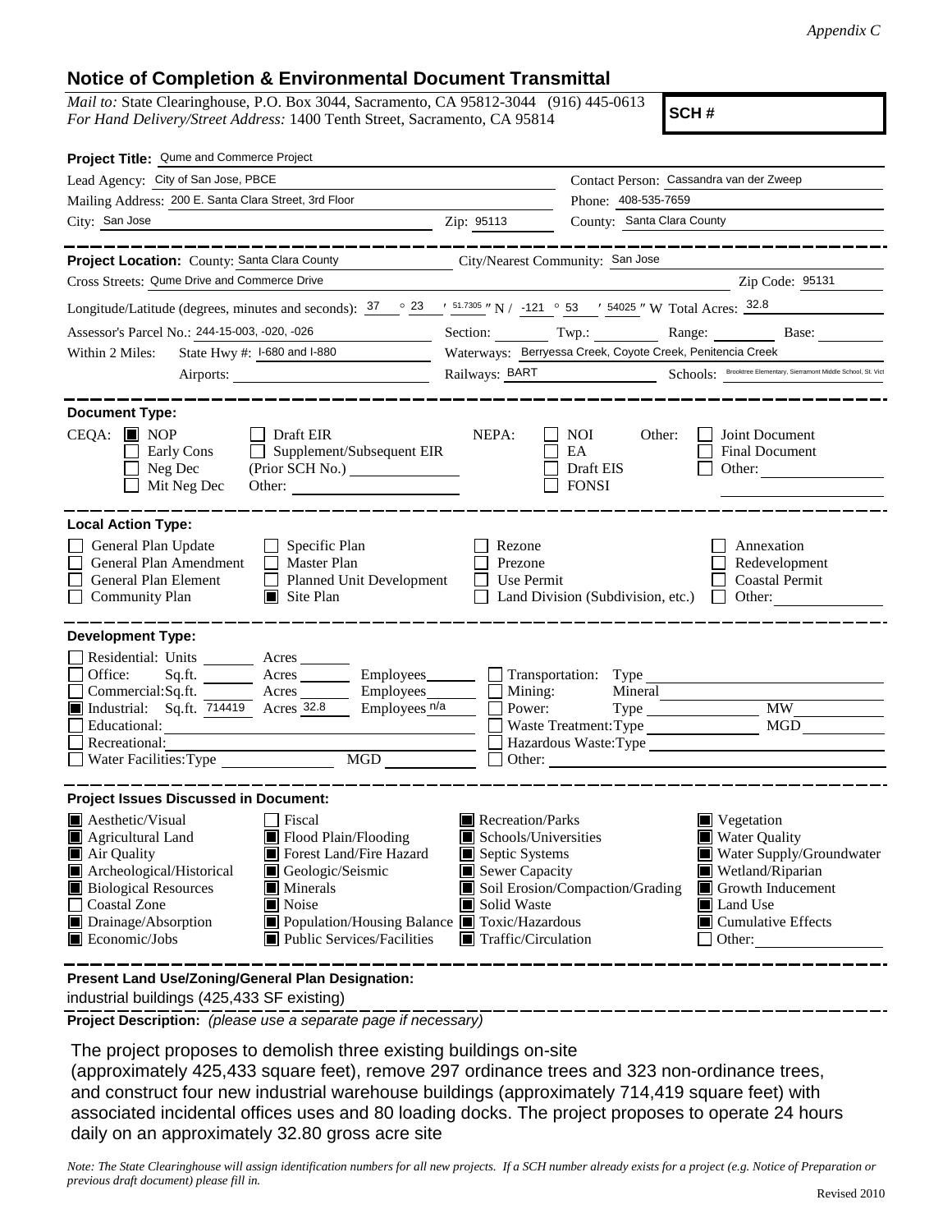*Appendix C*

## Notice of Completion & Environmental Document Transmittal

*Mail to:* State Clearinghouse, P.O. Box 3044, Sacramento, CA 95812-3044 (916) 445-0613
*For Hand Delivery/Street Address:* 1400 Tenth Street, Sacramento, CA 95814

**SCH #**

**Project Title:** Qume and Commerce Project

Lead Agency: City of San Jose, PBCE
Contact Person: Cassandra van der Zweep

Mailing Address: 200 E. Santa Clara Street, 3rd Floor
Phone: 408-535-7659

City: San Jose
Zip: 95113
County: Santa Clara County

---

**Project Location:** County: Santa Clara County
City/Nearest Community: San Jose

Cross Streets: Qume Drive and Commerce Drive
Zip Code: 95131

Longitude/Latitude (degrees, minutes and seconds): 37 ° 23 ′ 51.7305 ″ N / -121 ° 53 ′ 54025 ″ W Total Acres: 32.8

Assessor's Parcel No.: 244-15-003, -020, -026
Section: Twp.: Range: Base:

Within 2 Miles: State Hwy #: I-680 and I-880
Waterways: Berryessa Creek, Coyote Creek, Penitencia Creek

Airports:
Railways: BART
Schools: Brooktree Elementary, Sierramont Middle School, St. Vict

---

**Document Type:**

CEQA: ■ NOP ☐ Early Cons ☐ Neg Dec ☐ Mit Neg Dec ☐ Draft EIR ☐ Supplement/Subsequent EIR (Prior SCH No.) Other:

NEPA: ☐ NOI ☐ EA ☐ Draft EIS ☐ FONSI

Other: ☐ Joint Document ☐ Final Document ☐ Other:

---

**Local Action Type:**

☐ General Plan Update ☐ General Plan Amendment ☐ General Plan Element ☐ Community Plan ☐ Specific Plan ☐ Master Plan ☐ Planned Unit Development ■ Site Plan ☐ Rezone ☐ Prezone ☐ Use Permit ☐ Land Division (Subdivision, etc.) ☐ Annexation ☐ Redevelopment ☐ Coastal Permit ☐ Other:

---

**Development Type:**

☐ Residential: Units Acres
☐ Office: Sq.ft. Acres Employees
☐ Commercial: Sq.ft. Acres Employees
■ Industrial: Sq.ft. 714419 Acres 32.8 Employees n/a
☐ Educational:
☐ Recreational:
☐ Water Facilities: Type MGD
☐ Transportation: Type
☐ Mining: Mineral
☐ Power: Type MW
☐ Waste Treatment: Type MGD
☐ Hazardous Waste: Type
☐ Other:

---

**Project Issues Discussed in Document:**

■ Aesthetic/Visual ■ Agricultural Land ■ Air Quality ■ Archeological/Historical ■ Biological Resources ☐ Coastal Zone ■ Drainage/Absorption ■ Economic/Jobs ☐ Fiscal ■ Flood Plain/Flooding ■ Forest Land/Fire Hazard ■ Geologic/Seismic ■ Minerals ■ Noise ■ Population/Housing Balance ■ Public Services/Facilities ■ Recreation/Parks ■ Schools/Universities ■ Septic Systems ■ Sewer Capacity ■ Soil Erosion/Compaction/Grading ■ Solid Waste ■ Toxic/Hazardous ■ Traffic/Circulation ■ Vegetation ■ Water Quality ■ Water Supply/Groundwater ■ Wetland/Riparian ■ Growth Inducement ■ Land Use ■ Cumulative Effects ☐ Other:

---

**Present Land Use/Zoning/General Plan Designation:**

industrial buildings (425,433 SF existing)

**Project Description:** *(please use a separate page if necessary)*

The project proposes to demolish three existing buildings on-site (approximately 425,433 square feet), remove 297 ordinance trees and 323 non-ordinance trees, and construct four new industrial warehouse buildings (approximately 714,419 square feet) with associated incidental offices uses and 80 loading docks. The project proposes to operate 24 hours daily on an approximately 32.80 gross acre site

*Note: The State Clearinghouse will assign identification numbers for all new projects. If a SCH number already exists for a project (e.g. Notice of Preparation or previous draft document) please fill in.*

Revised 2010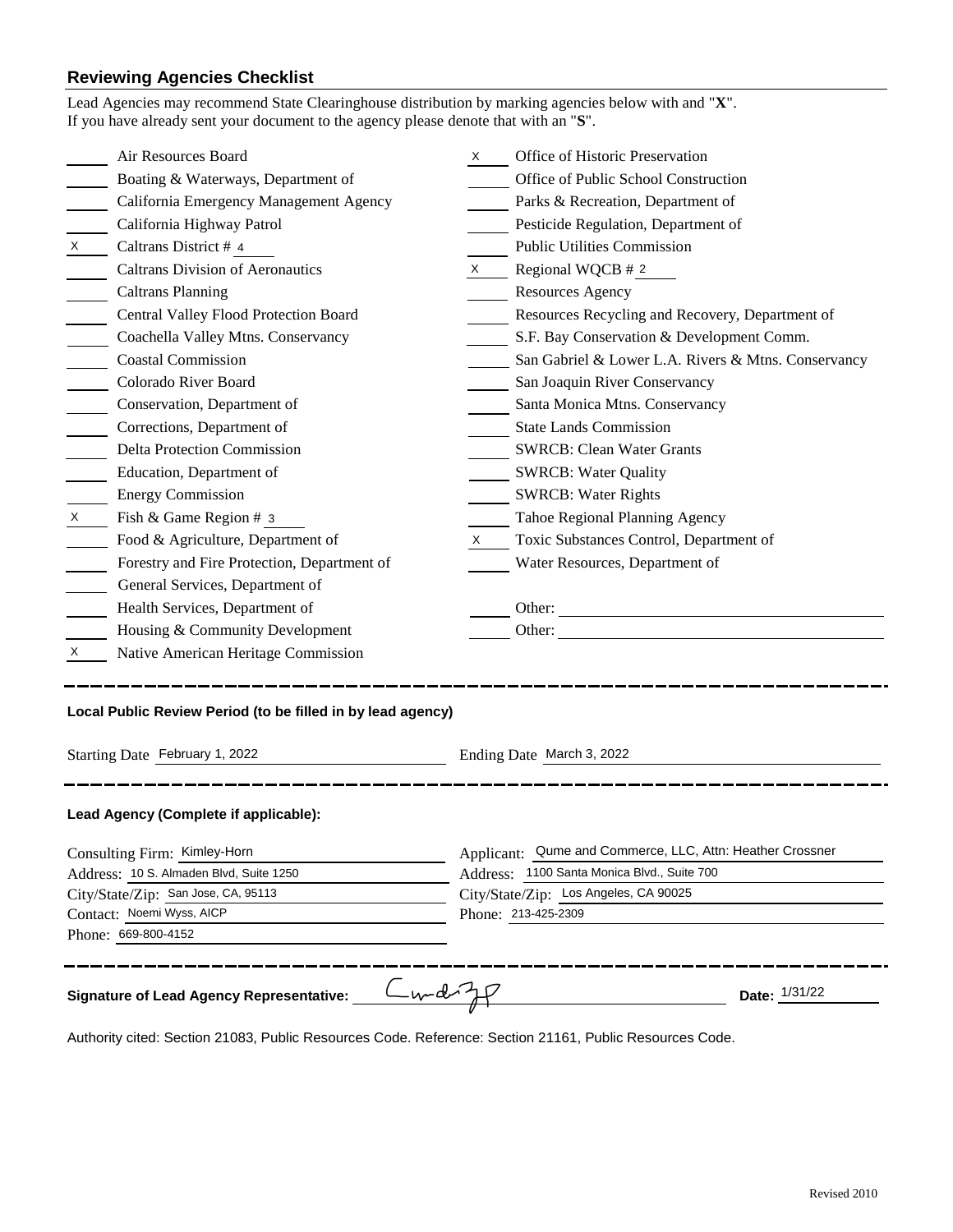## Reviewing Agencies Checklist

Lead Agencies may recommend State Clearinghouse distribution by marking agencies below with and "**X**".
If you have already sent your document to the agency please denote that with an "**S**".

| | | | |
|---|---|---|---|
| | Air Resources Board | X | Office of Historic Preservation |
| | Boating & Waterways, Department of | | Office of Public School Construction |
| | California Emergency Management Agency | | Parks & Recreation, Department of |
| | California Highway Patrol | | Pesticide Regulation, Department of |
| X | Caltrans District # 4 | | Public Utilities Commission |
| | Caltrans Division of Aeronautics | X | Regional WQCB # 2 |
| | Caltrans Planning | | Resources Agency |
| | Central Valley Flood Protection Board | | Resources Recycling and Recovery, Department of |
| | Coachella Valley Mtns. Conservancy | | S.F. Bay Conservation & Development Comm. |
| | Coastal Commission | | San Gabriel & Lower L.A. Rivers & Mtns. Conservancy |
| | Colorado River Board | | San Joaquin River Conservancy |
| | Conservation, Department of | | Santa Monica Mtns. Conservancy |
| | Corrections, Department of | | State Lands Commission |
| | Delta Protection Commission | | SWRCB: Clean Water Grants |
| | Education, Department of | | SWRCB: Water Quality |
| | Energy Commission | | SWRCB: Water Rights |
| X | Fish & Game Region # 3 | | Tahoe Regional Planning Agency |
| | Food & Agriculture, Department of | X | Toxic Substances Control, Department of |
| | Forestry and Fire Protection, Department of | | Water Resources, Department of |
| | General Services, Department of | | |
| | Health Services, Department of | | Other: |
| | Housing & Community Development | | Other: |
| X | Native American Heritage Commission | | |

**Local Public Review Period (to be filled in by lead agency)**

Starting Date February 1, 2022 Ending Date March 3, 2022

**Lead Agency (Complete if applicable):**

Consulting Firm: Kimley-Horn
Address: 10 S. Almaden Blvd, Suite 1250
City/State/Zip: San Jose, CA, 95113
Contact: Noemi Wyss, AICP
Phone: 669-800-4152

Applicant: Qume and Commerce, LLC, Attn: Heather Crossner
Address: 1100 Santa Monica Blvd., Suite 700
City/State/Zip: Los Angeles, CA 90025
Phone: 213-425-2309

**Signature of Lead Agency Representative:** [signature] **Date:** 1/31/22

Authority cited: Section 21083, Public Resources Code. Reference: Section 21161, Public Resources Code.

Revised 2010